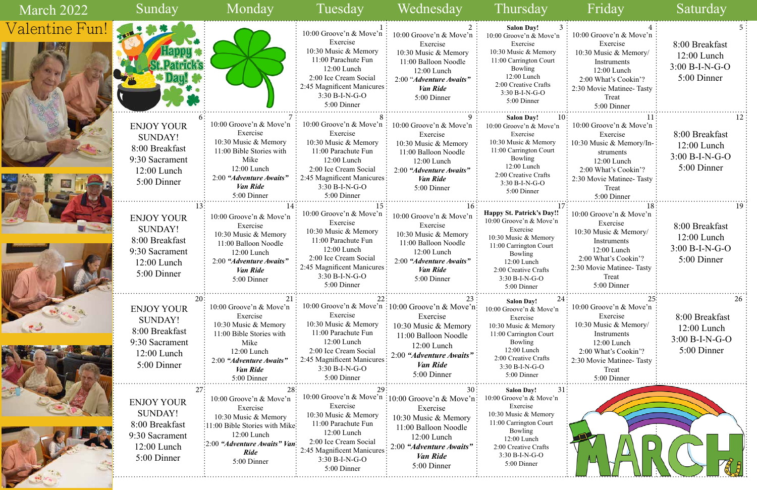# March 2022

## Valentine Fun!

| Sunday | Monday | Tuesday | Wednesday | Thursday | Friday | Saturday |
|---|---|---|---|---|---|---|
| Happy St. Patrick's Day! | | **1** 10:00 Groove'n & Move'n Exercise 10:30 Music & Memory 11:00 Parachute Fun 12:00 Lunch 2:00 Ice Cream Social 2:45 Magnificent Manicures 3:30 B-I-N-G-O 5:00 Dinner | **2** 10:00 Groove'n & Move'n Exercise 10:30 Music & Memory 11:00 Balloon Noodle 12:00 Lunch 2:00 ***"Adventure Awaits" Van Ride*** 5:00 Dinner | **3** **Salon Day!** 10:00 Groove'n & Move'n Exercise 10:30 Music & Memory 11:00 Carrington Court Bowling 12:00 Lunch 2:00 Creative Crafts 3:30 B-I-N-G-O 5:00 Dinner | **4** 10:00 Groove'n & Move'n Exercise 10:30 Music & Memory/ Instruments 12:00 Lunch 2:00 What's Cookin'? 2:30 Movie Matinee- Tasty Treat 5:00 Dinner | **5** 8:00 Breakfast 12:00 Lunch 3:00 B-I-N-G-O 5:00 Dinner |
| **6** ENJOY YOUR SUNDAY! 8:00 Breakfast 9:30 Sacrament 12:00 Lunch 5:00 Dinner | **7** 10:00 Groove'n & Move'n Exercise 10:30 Music & Memory 11:00 Bible Stories with Mike 12:00 Lunch 2:00 ***"Adventure Awaits" Van Ride*** 5:00 Dinner | **8** 10:00 Groove'n & Move'n Exercise 10:30 Music & Memory 11:00 Parachute Fun 12:00 Lunch 2:00 Ice Cream Social 2:45 Magnificent Manicures 3:30 B-I-N-G-O 5:00 Dinner | **9** 10:00 Groove'n & Move'n Exercise 10:30 Music & Memory 11:00 Balloon Noodle 12:00 Lunch 2:00 ***"Adventure Awaits" Van Ride*** 5:00 Dinner | **10** **Salon Day!** 10:00 Groove'n & Move'n Exercise 10:30 Music & Memory 11:00 Carrington Court Bowling 12:00 Lunch 2:00 Creative Crafts 3:30 B-I-N-G-O 5:00 Dinner | **11** 10:00 Groove'n & Move'n Exercise 10:30 Music & Memory/In-struments 12:00 Lunch 2:00 What's Cookin'? 2:30 Movie Matinee- Tasty Treat 5:00 Dinner | **12** 8:00 Breakfast 12:00 Lunch 3:00 B-I-N-G-O 5:00 Dinner |
| **13** ENJOY YOUR SUNDAY! 8:00 Breakfast 9:30 Sacrament 12:00 Lunch 5:00 Dinner | **14** 10:00 Groove'n & Move'n Exercise 10:30 Music & Memory 11:00 Balloon Noodle 12:00 Lunch 2:00 ***"Adventure Awaits" Van Ride*** 5:00 Dinner | **15** 10:00 Groove'n & Move'n Exercise 10:30 Music & Memory 11:00 Parachute Fun 12:00 Lunch 2:00 Ice Cream Social 2:45 Magnificent Manicures 3:30 B-I-N-G-O 5:00 Dinner | **16** 10:00 Groove'n & Move'n Exercise 10:30 Music & Memory 11:00 Balloon Noodle 12:00 Lunch 2:00 ***"Adventure Awaits" Van Ride*** 5:00 Dinner | **17** **Happy St. Patrick's Day!!** 10:00 Groove'n & Move'n Exercise 10:30 Music & Memory 11:00 Carrington Court Bowling 12:00 Lunch 2:00 Creative Crafts 3:30 B-I-N-G-O 5:00 Dinner | **18** 10:00 Groove'n & Move'n Exercise 10:30 Music & Memory/ Instruments 12:00 Lunch 2:00 What's Cookin'? 2:30 Movie Matinee- Tasty Treat 5:00 Dinner | **19** 8:00 Breakfast 12:00 Lunch 3:00 B-I-N-G-O 5:00 Dinner |
| **20** ENJOY YOUR SUNDAY! 8:00 Breakfast 9:30 Sacrament 12:00 Lunch 5:00 Dinner | **21** 10:00 Groove'n & Move'n Exercise 10:30 Music & Memory 11:00 Bible Stories with Mike 12:00 Lunch 2:00 ***"Adventure Awaits" Van Ride*** 5:00 Dinner | **22** 10:00 Groove'n & Move'n Exercise 10:30 Music & Memory 11:00 Parachute Fun 12:00 Lunch 2:00 Ice Cream Social 2:45 Magnificent Manicures 3:30 B-I-N-G-O 5:00 Dinner | **23** 10:00 Groove'n & Move'n Exercise 10:30 Music & Memory 11:00 Balloon Noodle 12:00 Lunch 2:00 ***"Adventure Awaits" Van Ride*** 5:00 Dinner | **24** **Salon Day!** 10:00 Groove'n & Move'n Exercise 10:30 Music & Memory 11:00 Carrington Court Bowling 12:00 Lunch 2:00 Creative Crafts 3:30 B-I-N-G-O 5:00 Dinner | **25** 10:00 Groove'n & Move'n Exercise 10:30 Music & Memory/ Instruments 12:00 Lunch 2:00 What's Cookin'? 2:30 Movie Matinee- Tasty Treat 5:00 Dinner | **26** 8:00 Breakfast 12:00 Lunch 3:00 B-I-N-G-O 5:00 Dinner |
| **27** ENJOY YOUR SUNDAY! 8:00 Breakfast 9:30 Sacrament 12:00 Lunch 5:00 Dinner | **28** 10:00 Groove'n & Move'n Exercise 10:30 Music & Memory 11:00 Bible Stories with Mike 12:00 Lunch 2:00 ***"Adventure Awaits" Van Ride*** 5:00 Dinner | **29** 10:00 Groove'n & Move'n Exercise 10:30 Music & Memory 11:00 Parachute Fun 12:00 Lunch 2:00 Ice Cream Social 2:45 Magnificent Manicures 3:30 B-I-N-G-O 5:00 Dinner | **30** 10:00 Groove'n & Move'n Exercise 10:30 Music & Memory 11:00 Balloon Noodle 12:00 Lunch 2:00 ***"Adventure Awaits" Van Ride*** 5:00 Dinner | **31** **Salon Day!** 10:00 Groove'n & Move'n Exercise 10:30 Music & Memory 11:00 Carrington Court Bowling 12:00 Lunch 2:00 Creative Crafts 3:30 B-I-N-G-O 5:00 Dinner | MARCH | |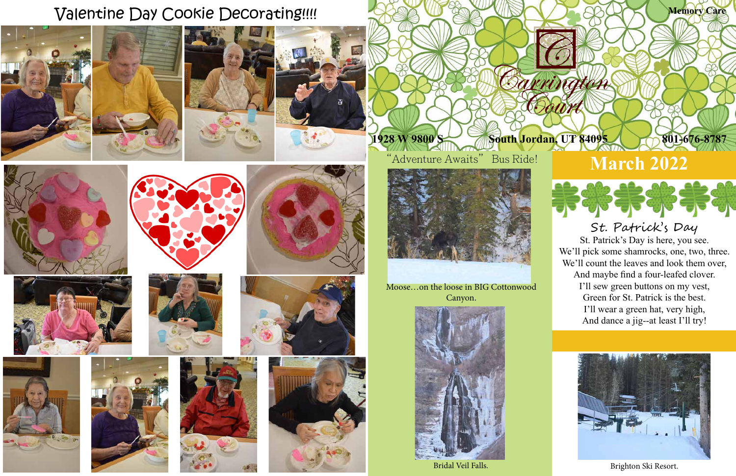# Valentine Day Cookie Decorating!!!!

Memory Care

Carrington Court

1928 W 9800 S South Jordan, UT 84095 801-676-8787

## March 2022

"Adventure Awaits" Bus Ride!

Moose…on the loose in BIG Cottonwood Canyon.

Bridal Veil Falls.

### St. Patrick's Day

St. Patrick's Day is here, you see.
We'll pick some shamrocks, one, two, three.
We'll count the leaves and look them over,
And maybe find a four-leafed clover.
I'll sew green buttons on my vest,
Green for St. Patrick is the best.
I'll wear a green hat, very high,
And dance a jig--at least I'll try!

Brighton Ski Resort.